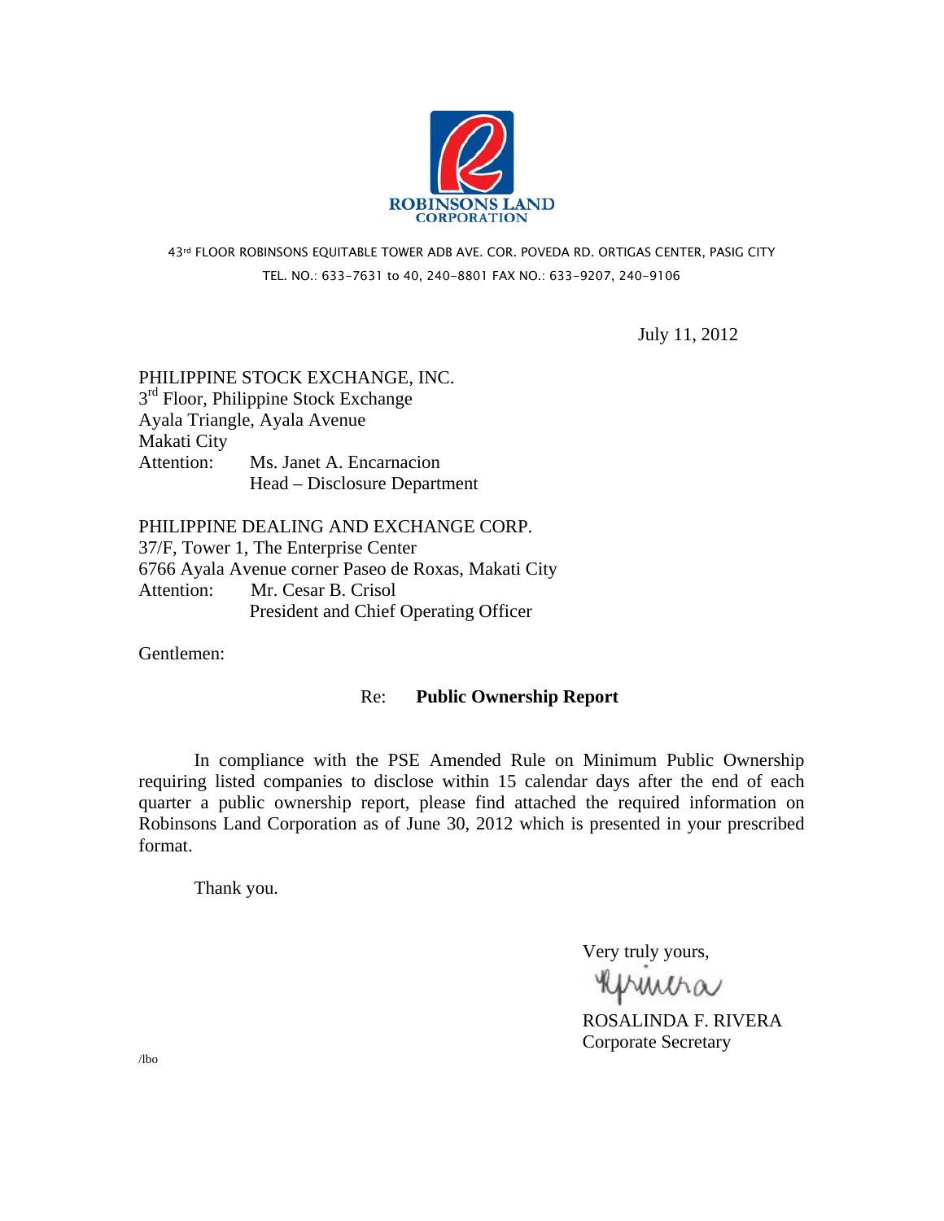ROBINSONS LAND CORPORATION

43rd FLOOR ROBINSONS EQUITABLE TOWER ADB AVE. COR. POVEDA RD. ORTIGAS CENTER, PASIG CITY
TEL. NO.: 633-7631 to 40, 240-8801 FAX NO.: 633-9207, 240-9106

July 11, 2012

PHILIPPINE STOCK EXCHANGE, INC.
3rd Floor, Philippine Stock Exchange
Ayala Triangle, Ayala Avenue
Makati City
Attention: Ms. Janet A. Encarnacion
Head – Disclosure Department

PHILIPPINE DEALING AND EXCHANGE CORP.
37/F, Tower 1, The Enterprise Center
6766 Ayala Avenue corner Paseo de Roxas, Makati City
Attention: Mr. Cesar B. Crisol
President and Chief Operating Officer

Gentlemen:

Re: **Public Ownership Report**

In compliance with the PSE Amended Rule on Minimum Public Ownership requiring listed companies to disclose within 15 calendar days after the end of each quarter a public ownership report, please find attached the required information on Robinsons Land Corporation as of June 30, 2012 which is presented in your prescribed format.

Thank you.

Very truly yours,

ROSALINDA F. RIVERA
Corporate Secretary

/lbo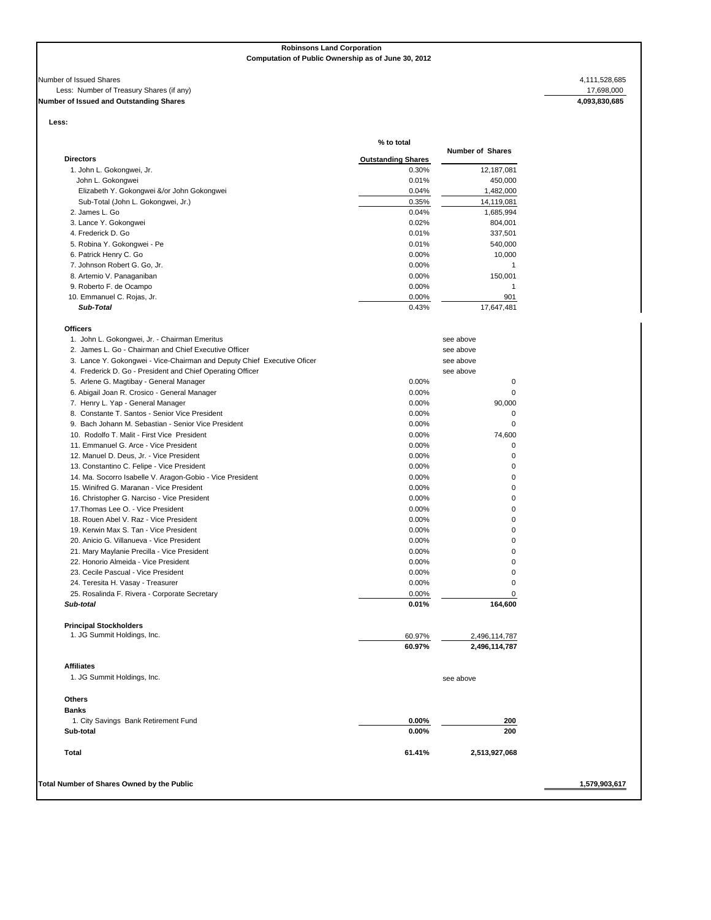**Robinsons Land Corporation**
**Computation of Public Ownership as of June 30, 2012**

| | |
|---|---|
| Number of Issued Shares | 4,111,528,685 |
| Less: Number of Treasury Shares (if any) | 17,698,000 |
| **Number of Issued and Outstanding Shares** | **4,093,830,685** |

**Less:**

| | % to total Outstanding Shares | Number of Shares |
|---|---|---|
| **Directors** | | |
| 1. John L. Gokongwei, Jr. | 0.30% | 12,187,081 |
| John L. Gokongwei | 0.01% | 450,000 |
| Elizabeth Y. Gokongwei &/or John Gokongwei | 0.04% | 1,482,000 |
| Sub-Total (John L. Gokongwei, Jr.) | 0.35% | 14,119,081 |
| 2. James L. Go | 0.04% | 1,685,994 |
| 3. Lance Y. Gokongwei | 0.02% | 804,001 |
| 4. Frederick D. Go | 0.01% | 337,501 |
| 5. Robina Y. Gokongwei - Pe | 0.01% | 540,000 |
| 6. Patrick Henry C. Go | 0.00% | 10,000 |
| 7. Johnson Robert G. Go, Jr. | 0.00% | 1 |
| 8. Artemio V. Panaganiban | 0.00% | 150,001 |
| 9. Roberto F. de Ocampo | 0.00% | 1 |
| 10. Emmanuel C. Rojas, Jr. | 0.00% | 901 |
| ***Sub-Total*** | 0.43% | 17,647,481 |
| **Officers** | | |
| 1. John L. Gokongwei, Jr. - Chairman Emeritus | | see above |
| 2. James L. Go - Chairman and Chief Executive Officer | | see above |
| 3. Lance Y. Gokongwei - Vice-Chairman and Deputy Chief Executive Oficer | | see above |
| 4. Frederick D. Go - President and Chief Operating Officer | | see above |
| 5. Arlene G. Magtibay - General Manager | 0.00% | 0 |
| 6. Abigail Joan R. Crosico - General Manager | 0.00% | 0 |
| 7. Henry L. Yap - General Manager | 0.00% | 90,000 |
| 8. Constante T. Santos - Senior Vice President | 0.00% | 0 |
| 9. Bach Johann M. Sebastian - Senior Vice President | 0.00% | 0 |
| 10. Rodolfo T. Malit - First Vice President | 0.00% | 74,600 |
| 11. Emmanuel G. Arce - Vice President | 0.00% | 0 |
| 12. Manuel D. Deus, Jr. - Vice President | 0.00% | 0 |
| 13. Constantino C. Felipe - Vice President | 0.00% | 0 |
| 14. Ma. Socorro Isabelle V. Aragon-Gobio - Vice President | 0.00% | 0 |
| 15. Winifred G. Maranan - Vice President | 0.00% | 0 |
| 16. Christopher G. Narciso - Vice President | 0.00% | 0 |
| 17.Thomas Lee O. - Vice President | 0.00% | 0 |
| 18. Rouen Abel V. Raz - Vice President | 0.00% | 0 |
| 19. Kerwin Max S. Tan - Vice President | 0.00% | 0 |
| 20. Anicio G. Villanueva - Vice President | 0.00% | 0 |
| 21. Mary Maylanie Precilla - Vice President | 0.00% | 0 |
| 22. Honorio Almeida - Vice President | 0.00% | 0 |
| 23. Cecile Pascual - Vice President | 0.00% | 0 |
| 24. Teresita H. Vasay - Treasurer | 0.00% | 0 |
| 25. Rosalinda F. Rivera - Corporate Secretary | 0.00% | 0 |
| ***Sub-total*** | **0.01%** | **164,600** |
| **Principal Stockholders** | | |
| 1. JG Summit Holdings, Inc. | 60.97% | 2,496,114,787 |
| | **60.97%** | **2,496,114,787** |
| **Affiliates** | | |
| 1. JG Summit Holdings, Inc. | | see above |
| **Others** | | |
| **Banks** | | |
| 1. City Savings Bank Retirement Fund | **0.00%** | **200** |
| **Sub-total** | **0.00%** | **200** |
| **Total** | **61.41%** | **2,513,927,068** |

| | |
|---|---|
| **Total Number of Shares Owned by the Public** | **1,579,903,617** |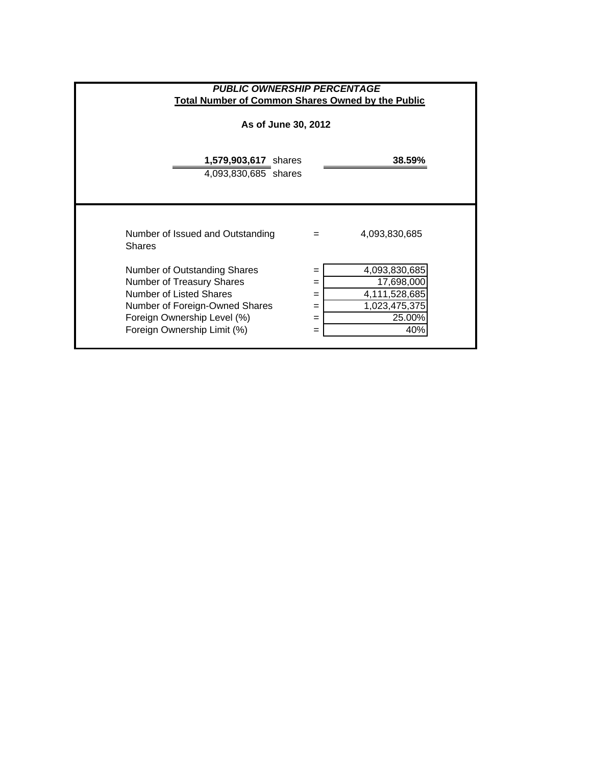***PUBLIC OWNERSHIP PERCENTAGE***

**Total Number of Common Shares Owned by the Public**

**As of June 30, 2012**

| | | |
|---|---|---|
| **1,579,903,617** shares | | **38.59%** |
| 4,093,830,685 shares | | |

| | | |
|---|---|---|
| Number of Issued and Outstanding Shares | = | 4,093,830,685 |
| Number of Outstanding Shares | = | 4,093,830,685 |
| Number of Treasury Shares | = | 17,698,000 |
| Number of Listed Shares | = | 4,111,528,685 |
| Number of Foreign-Owned Shares | = | 1,023,475,375 |
| Foreign Ownership Level (%) | = | 25.00% |
| Foreign Ownership Limit (%) | = | 40% |